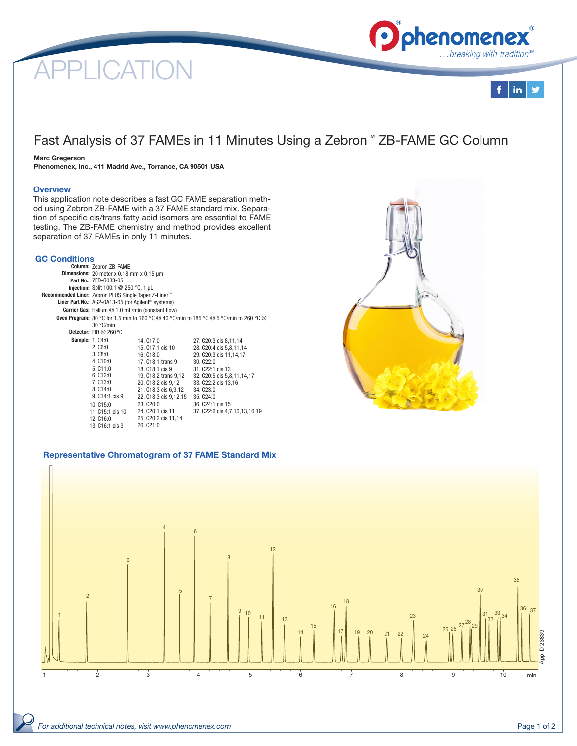# APPLICATION

## Fast Analysis of 37 FAMEs in 11 Minutes Using a Zebron™ ZB-FAME GC Column

**Marc Gregerson**
**Phenomenex, Inc., 411 Madrid Ave., Torrance, CA 90501 USA**

### Overview

This application note describes a fast GC FAME separation method using Zebron ZB-FAME with a 37 FAME standard mix. Separation of specific cis/trans fatty acid isomers are essential to FAME testing. The ZB-FAME chemistry and method provides excellent separation of 37 FAMEs in only 11 minutes.

### GC Conditions

**Column:** Zebron ZB-FAME
**Dimensions:** 20 meter x 0.18 mm x 0.15 µm
**Part No.:** 7FD-G033-05
**Injection:** Split 100:1 @ 250 °C, 1 µL
**Recommended Liner:** Zebron PLUS Single Taper Z-Liner™
**Liner Part No.:** AG2-0A13-05 (for Agilent® systems)
**Carrier Gas:** Helium @ 1.0 mL/min (constant flow)
**Oven Program:** 80 °C for 1.5 min to 160 °C @ 40 °C/min to 185 °C @ 5 °C/min to 260 °C @ 30 °C/min
**Detector:** FID @ 260 °C
**Sample:**

1. C4:0
2. C6:0
3. C8:0
4. C10:0
5. C11:0
6. C12:0
7. C13:0
8. C14:0
9. C14:1 cis 9
10. C15:0
11. C15:1 cis 10
12. C16:0
13. C16:1 cis 9
14. C17:0
15. C17:1 cis 10
16. C18:0
17. C18:1 trans 9
18. C18:1 cis 9
19. C18:2 trans 9,12
20. C18:2 cis 9,12
21. C18:3 cis 6,9,12
22. C18:3 cis 9,12,15
23. C20:0
24. C20:1 cis 11
25. C20:2 cis 11,14
26. C21:0
27. C20:3 cis 8,11,14
28. C20:4 cis 5,8,11,14
29. C20:3 cis 11,14,17
30. C22:0
31. C22:1 cis 13
32. C20:5 cis 5,8,11,14,17
33. C22:2 cis 13,16
34. C23:0
35. C24:0
36. C24:1 cis 15
37. C22:6 cis 4,7,10,13,16,19

### Representative Chromatogram of 37 FAME Standard Mix

App ID 23839

*For additional technical notes, visit www.phenomenex.com*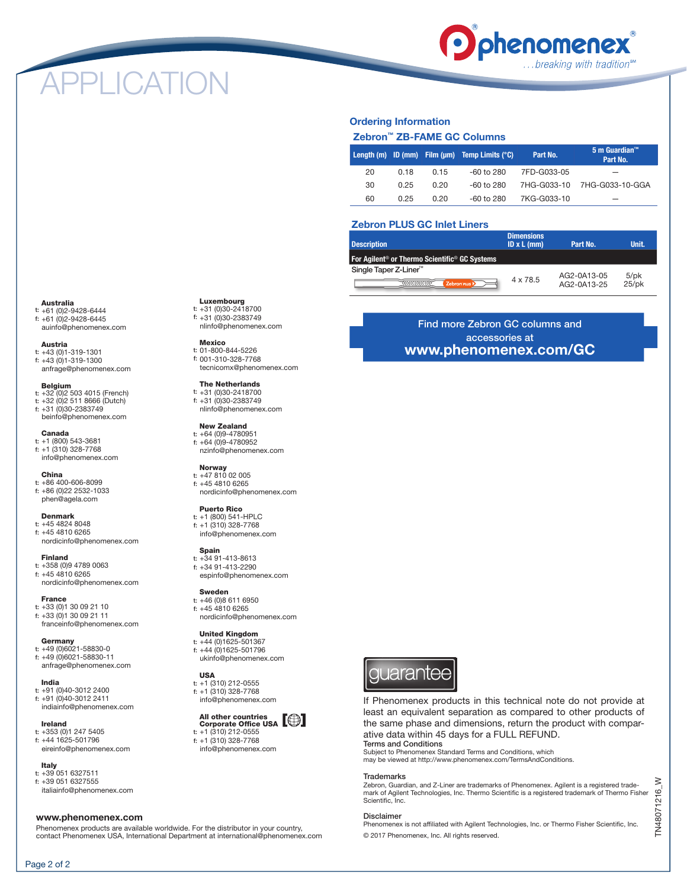APPLICATION

## Ordering Information

### Zebron™ ZB-FAME GC Columns

| Length (m) | ID (mm) | Film (µm) | Temp Limits (°C) | Part No. | 5 m Guardian™ Part No. |
|---|---|---|---|---|---|
| 20 | 0.18 | 0.15 | -60 to 280 | 7FD-G033-05 | — |
| 30 | 0.25 | 0.20 | -60 to 280 | 7HG-G033-10 | 7HG-G033-10-GGA |
| 60 | 0.25 | 0.20 | -60 to 280 | 7KG-G033-10 | — |

### Zebron PLUS GC Inlet Liners

| Description | Dimensions ID x L (mm) | Part No. | Unit. |
|---|---|---|---|
| **For Agilent® or Thermo Scientific® GC Systems** | | | |
| Single Taper Z-Liner™ | 4 x 78.5 | AG2-0A13-05<br>AG2-0A13-25 | 5/pk<br>25/pk |

Find more Zebron GC columns and accessories at
**www.phenomenex.com/GC**

**guarantee**

If Phenomenex products in this technical note do not provide at least an equivalent separation as compared to other products of the same phase and dimensions, return the product with comparative data within 45 days for a FULL REFUND.

**Terms and Conditions**
Subject to Phenomenex Standard Terms and Conditions, which may be viewed at http://www.phenomenex.com/TermsAndConditions.

**Trademarks**
Zebron, Guardian, and Z-Liner are trademarks of Phenomenex. Agilent is a registered trademark of Agilent Technologies, Inc. Thermo Scientific is a registered trademark of Thermo Fisher Scientific, Inc.

**Disclaimer**
Phenomenex is not affiliated with Agilent Technologies, Inc. or Thermo Fisher Scientific, Inc.

© 2017 Phenomenex, Inc. All rights reserved.

**Australia**
t: +61 (0)2-9428-6444
f: +61 (0)2-9428-6445
auinfo@phenomenex.com

**Austria**
t: +43 (0)1-319-1301
f: +43 (0)1-319-1300
anfrage@phenomenex.com

**Belgium**
t: +32 (0)2 503 4015 (French)
t: +32 (0)2 511 8666 (Dutch)
f: +31 (0)30-2383749
beinfo@phenomenex.com

**Canada**
t: +1 (800) 543-3681
f: +1 (310) 328-7768
info@phenomenex.com

**China**
t: +86 400-606-8099
f: +86 (0)22 2532-1033
phen@agela.com

**Denmark**
t: +45 4824 8048
f: +45 4810 6265
nordicinfo@phenomenex.com

**Finland**
t: +358 (0)9 4789 0063
f: +45 4810 6265
nordicinfo@phenomenex.com

**France**
t: +33 (0)1 30 09 21 10
f: +33 (0)1 30 09 21 11
franceinfo@phenomenex.com

**Germany**
t: +49 (0)6021-58830-0
f: +49 (0)6021-58830-11
anfrage@phenomenex.com

**India**
t: +91 (0)40-3012 2400
f: +91 (0)40-3012 2411
indiainfo@phenomenex.com

**Ireland**
t: +353 (0)1 247 5405
f: +44 1625-501796
eireinfo@phenomenex.com

**Italy**
t: +39 051 6327511
f: +39 051 6327555
italiainfo@phenomenex.com

**Luxembourg**
t: +31 (0)30-2418700
f: +31 (0)30-2383749
nlinfo@phenomenex.com

**Mexico**
t: 01-800-844-5226
f: 001-310-328-7768
tecnicomx@phenomenex.com

**The Netherlands**
t: +31 (0)30-2418700
f: +31 (0)30-2383749
nlinfo@phenomenex.com

**New Zealand**
t: +64 (0)9-4780951
f: +64 (0)9-4780952
nzinfo@phenomenex.com

**Norway**
t: +47 810 02 005
f: +45 4810 6265
nordicinfo@phenomenex.com

**Puerto Rico**
t: +1 (800) 541-HPLC
f: +1 (310) 328-7768
info@phenomenex.com

**Spain**
t: +34 91-413-8613
f: +34 91-413-2290
espinfo@phenomenex.com

**Sweden**
t: +46 (0)8 611 6950
f: +45 4810 6265
nordicinfo@phenomenex.com

**United Kingdom**
t: +44 (0)1625-501367
f: +44 (0)1625-501796
ukinfo@phenomenex.com

**USA**
t: +1 (310) 212-0555
f: +1 (310) 328-7768
info@phenomenex.com

**All other countries Corporate Office USA**
t: +1 (310) 212-0555
f: +1 (310) 328-7768
info@phenomenex.com

**www.phenomenex.com**

Phenomenex products are available worldwide. For the distributor in your country, contact Phenomenex USA, International Department at international@phenomenex.com

TN48071216_W